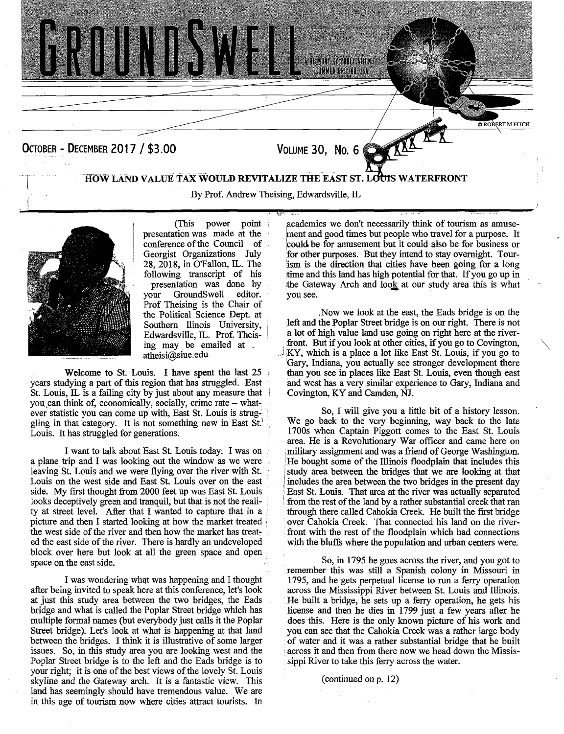# GROUNDSWELL

A BI-MONTHLY PUBLICATION OF COMMON GROUND-USA

© ROBERT M FITCH

OCTOBER - DECEMBER 2017 / $3.00

VOLUME 30, NO. 6

## HOW LAND VALUE TAX WOULD REVITALIZE THE EAST ST. LOUIS WATERFRONT

By Prof. Andrew Theising, Edwardsville, IL

(This power point presentation was made at the conference of the Council of Georgist Organizations July 28, 2018, in O'Fallon, IL. The following transcript of his presentation was done by your GroundSwell editor. Prof Theising is the Chair of the Political Science Dept. at Southern Ilinois University, Edwardsville, IL. Prof. Theising may be emailed at atheisi@siue.edu

Welcome to St. Louis. I have spent the last 25 years studying a part of this region that has struggled. East St. Louis, IL is a failing city by just about any measure that you can think of, economically, socially, crime rate – whatever statistic you can come up with, East St. Louis is struggling in that category. It is not something new in East St. Louis. It has struggled for generations.

I want to talk about East St. Louis today. I was on a plane trip and I was looking out the window as we were leaving St. Louis and we were flying over the river with St. Louis on the west side and East St. Louis over on the east side. My first thought from 2000 feet up was East St. Louis looks deceptively green and tranquil, but that is not the reality at street level. After that I wanted to capture that in a picture and then I started looking at how the market treated the west side of the river and then how the market has treated the east side of the river. There is hardly an undeveloped block over here but look at all the green space and open space on the east side.

I was wondering what was happening and I thought after being invited to speak here at this conference, let's look at just this study area between the two bridges, the Eads bridge and what is called the Poplar Street bridge which has multiple formal names (but everybody just calls it the Poplar Street bridge). Let's look at what is happening at that land between the bridges. I think it is illustrative of some larger issues. So, in this study area you are looking west and the Poplar Street bridge is to the left and the Eads bridge is to your right; it is one of the best views of the lovely St. Louis skyline and the Gateway arch. It is a fantastic view. This land has seemingly should have tremendous value. We are in this age of tourism now where cities attract tourists. In academics we don't necessarily think of tourism as amusement and good times but people who travel for a purpose. It could be for amusement but it could also be for business or for other purposes. But they intend to stay overnight. Tourism is the direction that cities have been going for a long time and this land has high potential for that. If you go up in the Gateway Arch and look at our study area this is what you see.

Now we look at the east, the Eads bridge is on the left and the Poplar Street bridge is on our right. There is not a lot of high value land use going on right here at the riverfront. But if you look at other cities, if you go to Covington, KY, which is a place a lot like East St. Louis, if you go to Gary, Indiana, you actually see stronger development there than you see in places like East St. Louis, even though east and west has a very similar experience to Gary, Indiana and Covington, KY and Camden, NJ.

So, I will give you a little bit of a history lesson. We go back to the very beginning, way back to the late 1700s when Captain Piggott comes to the East St. Louis area. He is a Revolutionary War officer and came here on military assignment and was a friend of George Washington. He bought some of the Illinois floodplain that includes this study area between the bridges that we are looking at that includes the area between the two bridges in the present day East St. Louis. That area at the river was actually separated from the rest of the land by a rather substantial creek that ran through there called Cahokia Creek. He built the first bridge over Cahokia Creek. That connected his land on the riverfront with the rest of the floodplain which had connections with the bluffs where the population and urban centers were.

So, in 1795 he goes across the river, and you got to remember this was still a Spanish colony in Missouri in 1795, and he gets perpetual license to run a ferry operation across the Mississippi River between St. Louis and Illinois. He built a bridge, he sets up a ferry operation, he gets his license and then he dies in 1799 just a few years after he does this. Here is the only known picture of his work and you can see that the Cahokia Creek was a rather large body of water and it was a rather substantial bridge that he built across it and then from there now we head down the Mississippi River to take this ferry across the water.

(continued on p. 12)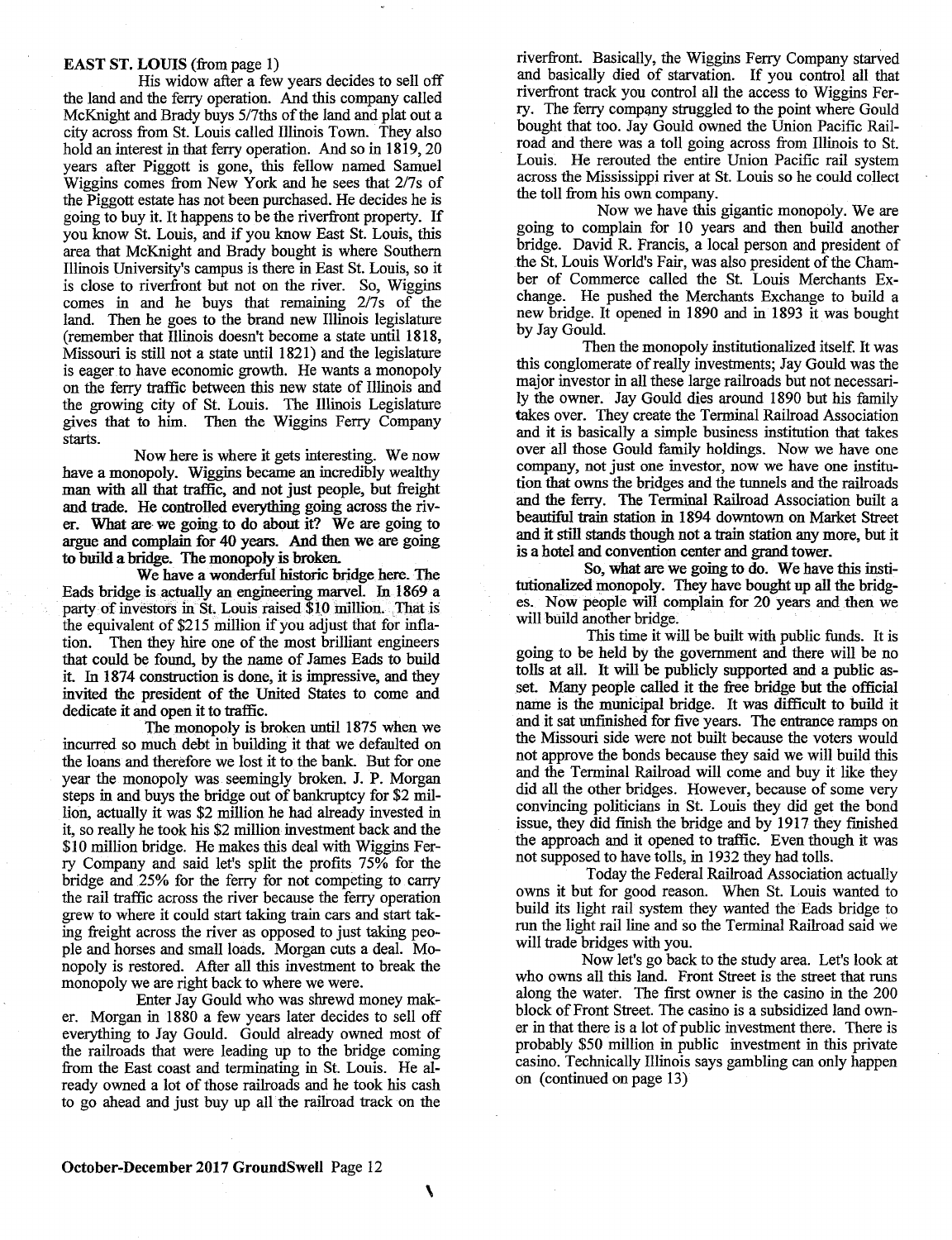**EAST ST. LOUIS** (from page 1)

His widow after a few years decides to sell off the land and the ferry operation. And this company called McKnight and Brady buys 5/7ths of the land and plat out a city across from St. Louis called Illinois Town. They also hold an interest in that ferry operation. And so in 1819, 20 years after Piggott is gone, this fellow named Samuel Wiggins comes from New York and he sees that 2/7s of the Piggott estate has not been purchased. He decides he is going to buy it. It happens to be the riverfront property. If you know St. Louis, and if you know East St. Louis, this area that McKnight and Brady bought is where Southern Illinois University's campus is there in East St. Louis, so it is close to riverfront but not on the river. So, Wiggins comes in and he buys that remaining 2/7s of the land. Then he goes to the brand new Illinois legislature (remember that Illinois doesn't become a state until 1818, Missouri is still not a state until 1821) and the legislature is eager to have economic growth. He wants a monopoly on the ferry traffic between this new state of Illinois and the growing city of St. Louis. The Illinois Legislature gives that to him. Then the Wiggins Ferry Company starts.

Now here is where it gets interesting. We now have a monopoly. Wiggins became an incredibly wealthy man with all that traffic, and not just people, but freight and trade. He controlled everything going across the river. What are we going to do about it? We are going to argue and complain for 40 years. And then we are going to build a bridge. The monopoly is broken.

We have a wonderful historic bridge here. The Eads bridge is actually an engineering marvel. In 1869 a party of investors in St. Louis raised $10 million. That is the equivalent of $215 million if you adjust that for inflation. Then they hire one of the most brilliant engineers that could be found, by the name of James Eads to build it. In 1874 construction is done, it is impressive, and they invited the president of the United States to come and dedicate it and open it to traffic.

The monopoly is broken until 1875 when we incurred so much debt in building it that we defaulted on the loans and therefore we lost it to the bank. But for one year the monopoly was seemingly broken. J. P. Morgan steps in and buys the bridge out of bankruptcy for $2 million, actually it was $2 million he had already invested in it, so really he took his $2 million investment back and the $10 million bridge. He makes this deal with Wiggins Ferry Company and said let's split the profits 75% for the bridge and 25% for the ferry for not competing to carry the rail traffic across the river because the ferry operation grew to where it could start taking train cars and start taking freight across the river as opposed to just taking people and horses and small loads. Morgan cuts a deal. Monopoly is restored. After all this investment to break the monopoly we are right back to where we were.

Enter Jay Gould who was shrewd money maker. Morgan in 1880 a few years later decides to sell off everything to Jay Gould. Gould already owned most of the railroads that were leading up to the bridge coming from the East coast and terminating in St. Louis. He already owned a lot of those railroads and he took his cash to go ahead and just buy up all the railroad track on the riverfront. Basically, the Wiggins Ferry Company starved and basically died of starvation. If you control all that riverfront track you control all the access to Wiggins Ferry. The ferry company struggled to the point where Gould bought that too. Jay Gould owned the Union Pacific Railroad and there was a toll going across from Illinois to St. Louis. He rerouted the entire Union Pacific rail system across the Mississippi river at St. Louis so he could collect the toll from his own company.

Now we have this gigantic monopoly. We are going to complain for 10 years and then build another bridge. David R. Francis, a local person and president of the St. Louis World's Fair, was also president of the Chamber of Commerce called the St. Louis Merchants Exchange. He pushed the Merchants Exchange to build a new bridge. It opened in 1890 and in 1893 it was bought by Jay Gould.

Then the monopoly institutionalized itself. It was this conglomerate of really investments; Jay Gould was the major investor in all these large railroads but not necessarily the owner. Jay Gould dies around 1890 but his family takes over. They create the Terminal Railroad Association and it is basically a simple business institution that takes over all those Gould family holdings. Now we have one company, not just one investor, now we have one institution that owns the bridges and the tunnels and the railroads and the ferry. The Terminal Railroad Association built a beautiful train station in 1894 downtown on Market Street and it still stands though not a train station any more, but it is a hotel and convention center and grand tower.

So, what are we going to do. We have this institutionalized monopoly. They have bought up all the bridges. Now people will complain for 20 years and then we will build another bridge.

This time it will be built with public funds. It is going to be held by the government and there will be no tolls at all. It will be publicly supported and a public asset. Many people called it the free bridge but the official name is the municipal bridge. It was difficult to build it and it sat unfinished for five years. The entrance ramps on the Missouri side were not built because the voters would not approve the bonds because they said we will build this and the Terminal Railroad will come and buy it like they did all the other bridges. However, because of some very convincing politicians in St. Louis they did get the bond issue, they did finish the bridge and by 1917 they finished the approach and it opened to traffic. Even though it was not supposed to have tolls, in 1932 they had tolls.

Today the Federal Railroad Association actually owns it but for good reason. When St. Louis wanted to build its light rail system they wanted the Eads bridge to run the light rail line and so the Terminal Railroad said we will trade bridges with you.

Now let's go back to the study area. Let's look at who owns all this land. Front Street is the street that runs along the water. The first owner is the casino in the 200 block of Front Street. The casino is a subsidized land owner in that there is a lot of public investment there. There is probably $50 million in public investment in this private casino. Technically Illinois says gambling can only happen on (continued on page 13)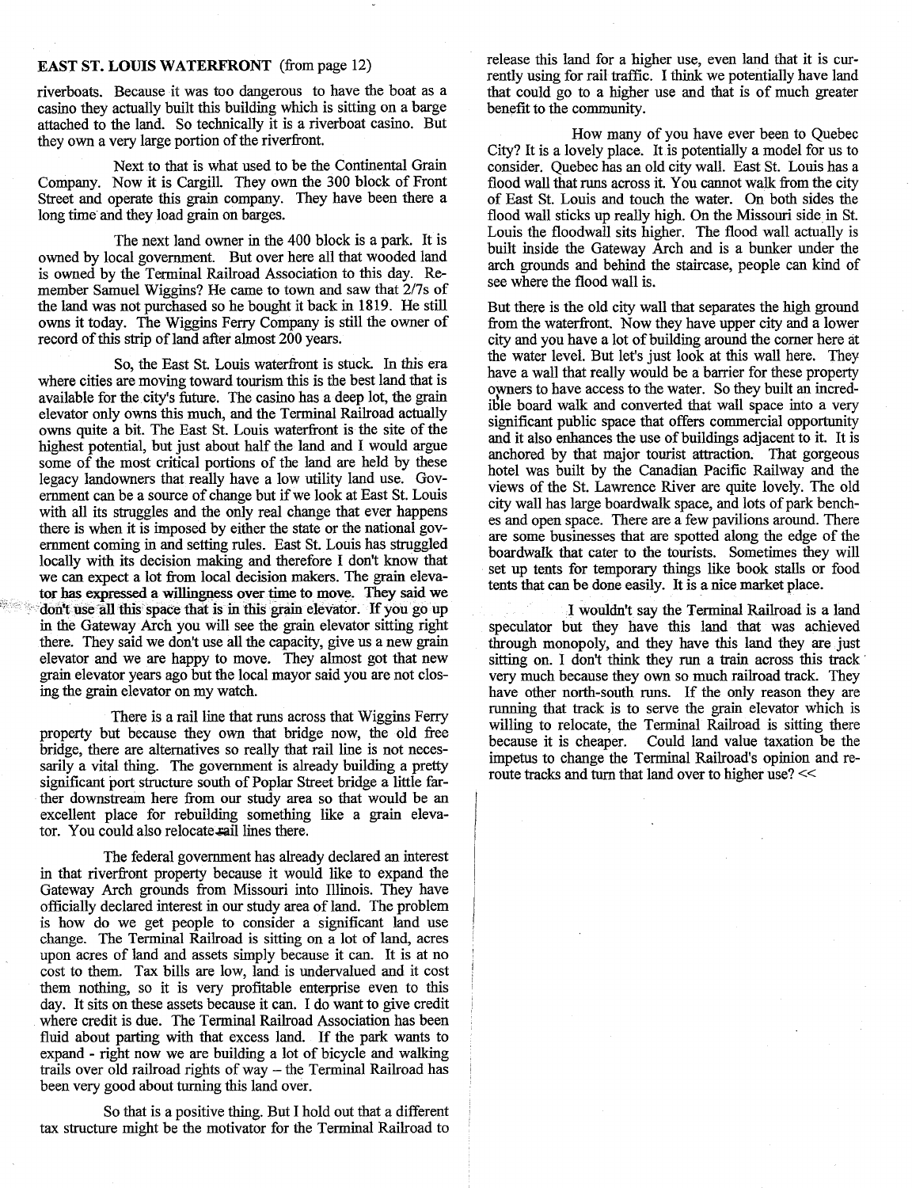**EAST ST. LOUIS WATERFRONT** (from page 12)

riverboats. Because it was too dangerous to have the boat as a casino they actually built this building which is sitting on a barge attached to the land. So technically it is a riverboat casino. But they own a very large portion of the riverfront.

Next to that is what used to be the Continental Grain Company. Now it is Cargill. They own the 300 block of Front Street and operate this grain company. They have been there a long time and they load grain on barges.

The next land owner in the 400 block is a park. It is owned by local government. But over here all that wooded land is owned by the Terminal Railroad Association to this day. Remember Samuel Wiggins? He came to town and saw that 2/7s of the land was not purchased so he bought it back in 1819. He still owns it today. The Wiggins Ferry Company is still the owner of record of this strip of land after almost 200 years.

So, the East St. Louis waterfront is stuck. In this era where cities are moving toward tourism this is the best land that is available for the city's future. The casino has a deep lot, the grain elevator only owns this much, and the Terminal Railroad actually owns quite a bit. The East St. Louis waterfront is the site of the highest potential, but just about half the land and I would argue some of the most critical portions of the land are held by these legacy landowners that really have a low utility land use. Government can be a source of change but if we look at East St. Louis with all its struggles and the only real change that ever happens there is when it is imposed by either the state or the national government coming in and setting rules. East St. Louis has struggled locally with its decision making and therefore I don't know that we can expect a lot from local decision makers. The grain elevator has expressed a willingness over time to move. They said we don't use all this space that is in this grain elevator. If you go up in the Gateway Arch you will see the grain elevator sitting right there. They said we don't use all the capacity, give us a new grain elevator and we are happy to move. They almost got that new grain elevator years ago but the local mayor said you are not closing the grain elevator on my watch.

There is a rail line that runs across that Wiggins Ferry property but because they own that bridge now, the old free bridge, there are alternatives so really that rail line is not necessarily a vital thing. The government is already building a pretty significant port structure south of Poplar Street bridge a little farther downstream here from our study area so that would be an excellent place for rebuilding something like a grain elevator. You could also relocate rail lines there.

The federal government has already declared an interest in that riverfront property because it would like to expand the Gateway Arch grounds from Missouri into Illinois. They have officially declared interest in our study area of land. The problem is how do we get people to consider a significant land use change. The Terminal Railroad is sitting on a lot of land, acres upon acres of land and assets simply because it can. It is at no cost to them. Tax bills are low, land is undervalued and it cost them nothing, so it is very profitable enterprise even to this day. It sits on these assets because it can. I do want to give credit where credit is due. The Terminal Railroad Association has been fluid about parting with that excess land. If the park wants to expand - right now we are building a lot of bicycle and walking trails over old railroad rights of way – the Terminal Railroad has been very good about turning this land over.

So that is a positive thing. But I hold out that a different tax structure might be the motivator for the Terminal Railroad to release this land for a higher use, even land that it is currently using for rail traffic. I think we potentially have land that could go to a higher use and that is of much greater benefit to the community.

How many of you have ever been to Quebec City? It is a lovely place. It is potentially a model for us to consider. Quebec has an old city wall. East St. Louis has a flood wall that runs across it. You cannot walk from the city of East St. Louis and touch the water. On both sides the flood wall sticks up really high. On the Missouri side in St. Louis the floodwall sits higher. The flood wall actually is built inside the Gateway Arch and is a bunker under the arch grounds and behind the staircase, people can kind of see where the flood wall is.

But there is the old city wall that separates the high ground from the waterfront. Now they have upper city and a lower city and you have a lot of building around the corner here at the water level. But let's just look at this wall here. They have a wall that really would be a barrier for these property owners to have access to the water. So they built an incredible board walk and converted that wall space into a very significant public space that offers commercial opportunity and it also enhances the use of buildings adjacent to it. It is anchored by that major tourist attraction. That gorgeous hotel was built by the Canadian Pacific Railway and the views of the St. Lawrence River are quite lovely. The old city wall has large boardwalk space, and lots of park benches and open space. There are a few pavilions around. There are some businesses that are spotted along the edge of the boardwalk that cater to the tourists. Sometimes they will set up tents for temporary things like book stalls or food tents that can be done easily. It is a nice market place.

I wouldn't say the Terminal Railroad is a land speculator but they have this land that was achieved through monopoly, and they have this land they are just sitting on. I don't think they run a train across this track very much because they own so much railroad track. They have other north-south runs. If the only reason they are running that track is to serve the grain elevator which is willing to relocate, the Terminal Railroad is sitting there because it is cheaper. Could land value taxation be the impetus to change the Terminal Railroad's opinion and reroute tracks and turn that land over to higher use? <<